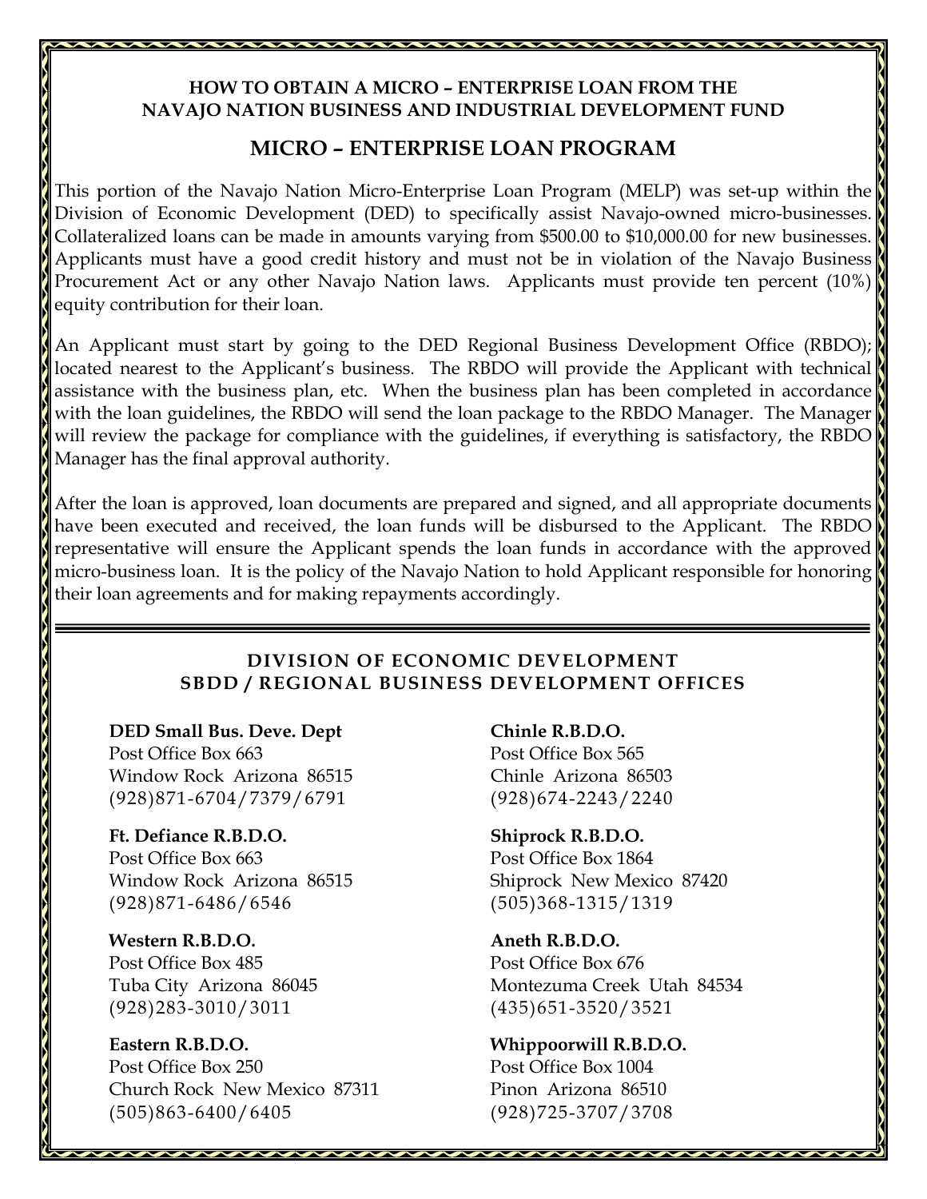# HOW TO OBTAIN A MICRO – ENTERPRISE LOAN FROM THE NAVAJO NATION BUSINESS AND INDUSTRIAL DEVELOPMENT FUND

## MICRO – ENTERPRISE LOAN PROGRAM

This portion of the Navajo Nation Micro-Enterprise Loan Program (MELP) was set-up within the Division of Economic Development (DED) to specifically assist Navajo-owned micro-businesses. Collateralized loans can be made in amounts varying from $500.00 to $10,000.00 for new businesses. Applicants must have a good credit history and must not be in violation of the Navajo Business Procurement Act or any other Navajo Nation laws. Applicants must provide ten percent (10%) equity contribution for their loan.

An Applicant must start by going to the DED Regional Business Development Office (RBDO); located nearest to the Applicant's business. The RBDO will provide the Applicant with technical assistance with the business plan, etc. When the business plan has been completed in accordance with the loan guidelines, the RBDO will send the loan package to the RBDO Manager. The Manager will review the package for compliance with the guidelines, if everything is satisfactory, the RBDO Manager has the final approval authority.

After the loan is approved, loan documents are prepared and signed, and all appropriate documents have been executed and received, the loan funds will be disbursed to the Applicant. The RBDO representative will ensure the Applicant spends the loan funds in accordance with the approved micro-business loan. It is the policy of the Navajo Nation to hold Applicant responsible for honoring their loan agreements and for making repayments accordingly.

---

### DIVISION OF ECONOMIC DEVELOPMENT
### SBDD / REGIONAL BUSINESS DEVELOPMENT OFFICES

**DED Small Bus. Deve. Dept**
Post Office Box 663
Window Rock Arizona 86515
(928)871-6704/7379/6791

**Ft. Defiance R.B.D.O.**
Post Office Box 663
Window Rock Arizona 86515
(928)871-6486/6546

**Western R.B.D.O.**
Post Office Box 485
Tuba City Arizona 86045
(928)283-3010/3011

**Eastern R.B.D.O.**
Post Office Box 250
Church Rock New Mexico 87311
(505)863-6400/6405

**Chinle R.B.D.O.**
Post Office Box 565
Chinle Arizona 86503
(928)674-2243/2240

**Shiprock R.B.D.O.**
Post Office Box 1864
Shiprock New Mexico 87420
(505)368-1315/1319

**Aneth R.B.D.O.**
Post Office Box 676
Montezuma Creek Utah 84534
(435)651-3520/3521

**Whippoorwill R.B.D.O.**
Post Office Box 1004
Pinon Arizona 86510
(928)725-3707/3708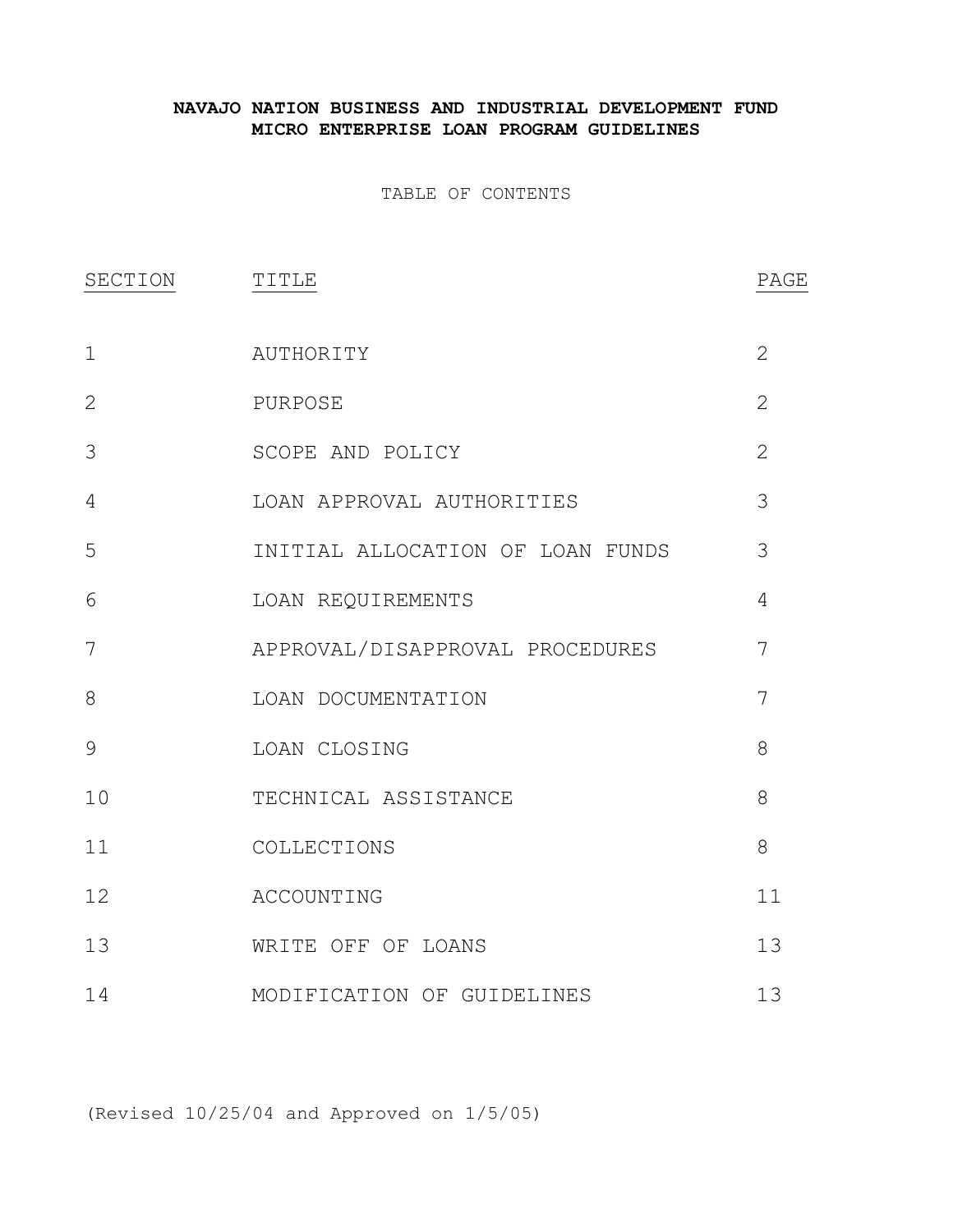**NAVAJO NATION BUSINESS AND INDUSTRIAL DEVELOPMENT FUND**
**MICRO ENTERPRISE LOAN PROGRAM GUIDELINES**

TABLE OF CONTENTS

| SECTION | TITLE | PAGE |
|---|---|---|
| 1 | AUTHORITY | 2 |
| 2 | PURPOSE | 2 |
| 3 | SCOPE AND POLICY | 2 |
| 4 | LOAN APPROVAL AUTHORITIES | 3 |
| 5 | INITIAL ALLOCATION OF LOAN FUNDS | 3 |
| 6 | LOAN REQUIREMENTS | 4 |
| 7 | APPROVAL/DISAPPROVAL PROCEDURES | 7 |
| 8 | LOAN DOCUMENTATION | 7 |
| 9 | LOAN CLOSING | 8 |
| 10 | TECHNICAL ASSISTANCE | 8 |
| 11 | COLLECTIONS | 8 |
| 12 | ACCOUNTING | 11 |
| 13 | WRITE OFF OF LOANS | 13 |
| 14 | MODIFICATION OF GUIDELINES | 13 |

(Revised 10/25/04 and Approved on 1/5/05)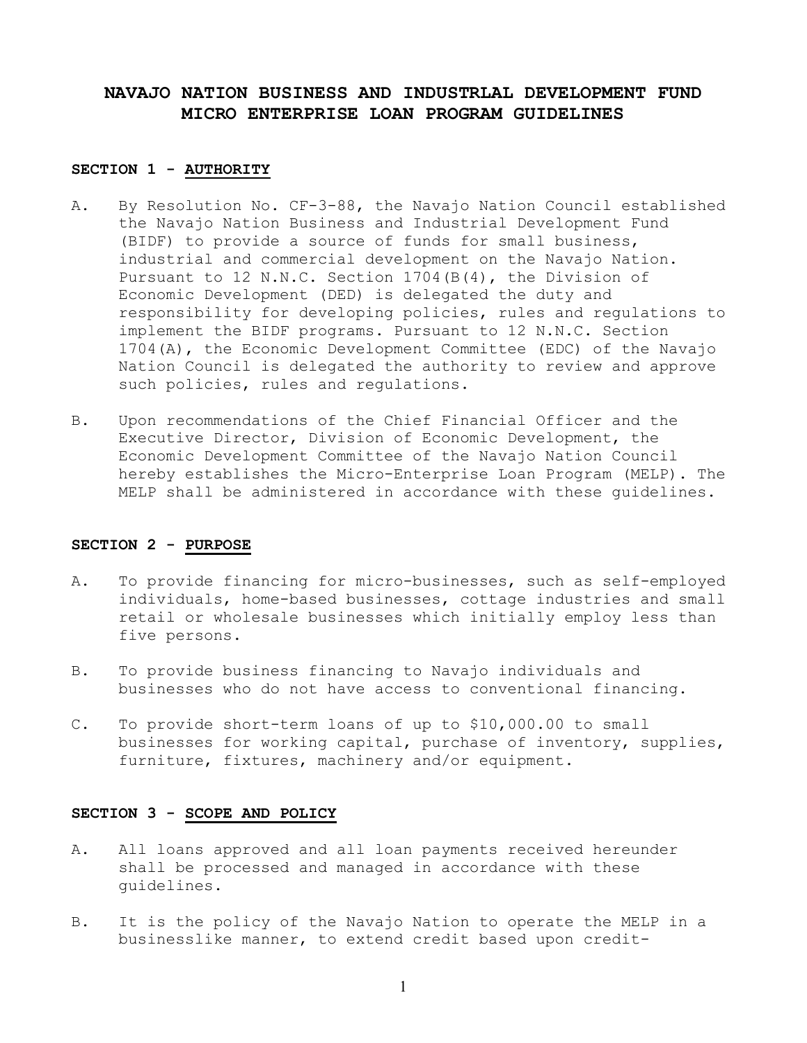# NAVAJO NATION BUSINESS AND INDUSTRLAL DEVELOPMENT FUND MICRO ENTERPRISE LOAN PROGRAM GUIDELINES

## SECTION 1 - AUTHORITY

A. By Resolution No. CF-3-88, the Navajo Nation Council established the Navajo Nation Business and Industrial Development Fund (BIDF) to provide a source of funds for small business, industrial and commercial development on the Navajo Nation. Pursuant to 12 N.N.C. Section 1704(B(4), the Division of Economic Development (DED) is delegated the duty and responsibility for developing policies, rules and regulations to implement the BIDF programs. Pursuant to 12 N.N.C. Section 1704(A), the Economic Development Committee (EDC) of the Navajo Nation Council is delegated the authority to review and approve such policies, rules and regulations.

B. Upon recommendations of the Chief Financial Officer and the Executive Director, Division of Economic Development, the Economic Development Committee of the Navajo Nation Council hereby establishes the Micro-Enterprise Loan Program (MELP). The MELP shall be administered in accordance with these guidelines.

## SECTION 2 - PURPOSE

A. To provide financing for micro-businesses, such as self-employed individuals, home-based businesses, cottage industries and small retail or wholesale businesses which initially employ less than five persons.

B. To provide business financing to Navajo individuals and businesses who do not have access to conventional financing.

C. To provide short-term loans of up to $10,000.00 to small businesses for working capital, purchase of inventory, supplies, furniture, fixtures, machinery and/or equipment.

## SECTION 3 - SCOPE AND POLICY

A. All loans approved and all loan payments received hereunder shall be processed and managed in accordance with these guidelines.

B. It is the policy of the Navajo Nation to operate the MELP in a businesslike manner, to extend credit based upon credit-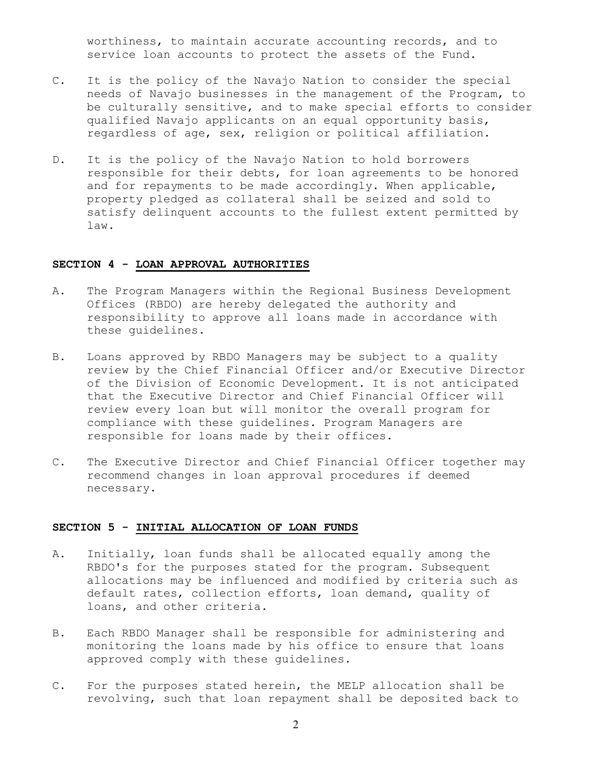worthiness, to maintain accurate accounting records, and to service loan accounts to protect the assets of the Fund.

C. It is the policy of the Navajo Nation to consider the special needs of Navajo businesses in the management of the Program, to be culturally sensitive, and to make special efforts to consider qualified Navajo applicants on an equal opportunity basis, regardless of age, sex, religion or political affiliation.

D. It is the policy of the Navajo Nation to hold borrowers responsible for their debts, for loan agreements to be honored and for repayments to be made accordingly. When applicable, property pledged as collateral shall be seized and sold to satisfy delinquent accounts to the fullest extent permitted by law.

## SECTION 4 - LOAN APPROVAL AUTHORITIES

A. The Program Managers within the Regional Business Development Offices (RBDO) are hereby delegated the authority and responsibility to approve all loans made in accordance with these guidelines.

B. Loans approved by RBDO Managers may be subject to a quality review by the Chief Financial Officer and/or Executive Director of the Division of Economic Development. It is not anticipated that the Executive Director and Chief Financial Officer will review every loan but will monitor the overall program for compliance with these guidelines. Program Managers are responsible for loans made by their offices.

C. The Executive Director and Chief Financial Officer together may recommend changes in loan approval procedures if deemed necessary.

## SECTION 5 - INITIAL ALLOCATION OF LOAN FUNDS

A. Initially, loan funds shall be allocated equally among the RBDO's for the purposes stated for the program. Subsequent allocations may be influenced and modified by criteria such as default rates, collection efforts, loan demand, quality of loans, and other criteria.

B. Each RBDO Manager shall be responsible for administering and monitoring the loans made by his office to ensure that loans approved comply with these guidelines.

C. For the purposes stated herein, the MELP allocation shall be revolving, such that loan repayment shall be deposited back to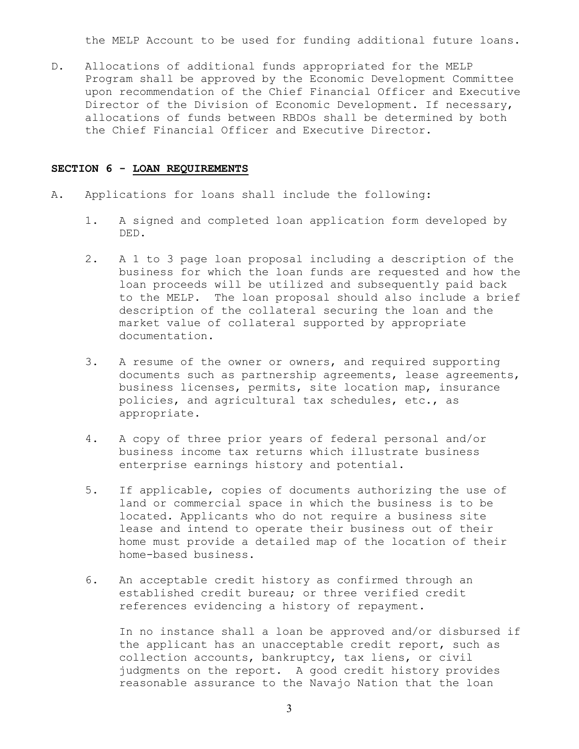the MELP Account to be used for funding additional future loans.

D. Allocations of additional funds appropriated for the MELP Program shall be approved by the Economic Development Committee upon recommendation of the Chief Financial Officer and Executive Director of the Division of Economic Development. If necessary, allocations of funds between RBDOs shall be determined by both the Chief Financial Officer and Executive Director.

## SECTION 6 - LOAN REQUIREMENTS

A. Applications for loans shall include the following:

   1. A signed and completed loan application form developed by DED.

   2. A 1 to 3 page loan proposal including a description of the business for which the loan funds are requested and how the loan proceeds will be utilized and subsequently paid back to the MELP. The loan proposal should also include a brief description of the collateral securing the loan and the market value of collateral supported by appropriate documentation.

   3. A resume of the owner or owners, and required supporting documents such as partnership agreements, lease agreements, business licenses, permits, site location map, insurance policies, and agricultural tax schedules, etc., as appropriate.

   4. A copy of three prior years of federal personal and/or business income tax returns which illustrate business enterprise earnings history and potential.

   5. If applicable, copies of documents authorizing the use of land or commercial space in which the business is to be located. Applicants who do not require a business site lease and intend to operate their business out of their home must provide a detailed map of the location of their home-based business.

   6. An acceptable credit history as confirmed through an established credit bureau; or three verified credit references evidencing a history of repayment.

      In no instance shall a loan be approved and/or disbursed if the applicant has an unacceptable credit report, such as collection accounts, bankruptcy, tax liens, or civil judgments on the report. A good credit history provides reasonable assurance to the Navajo Nation that the loan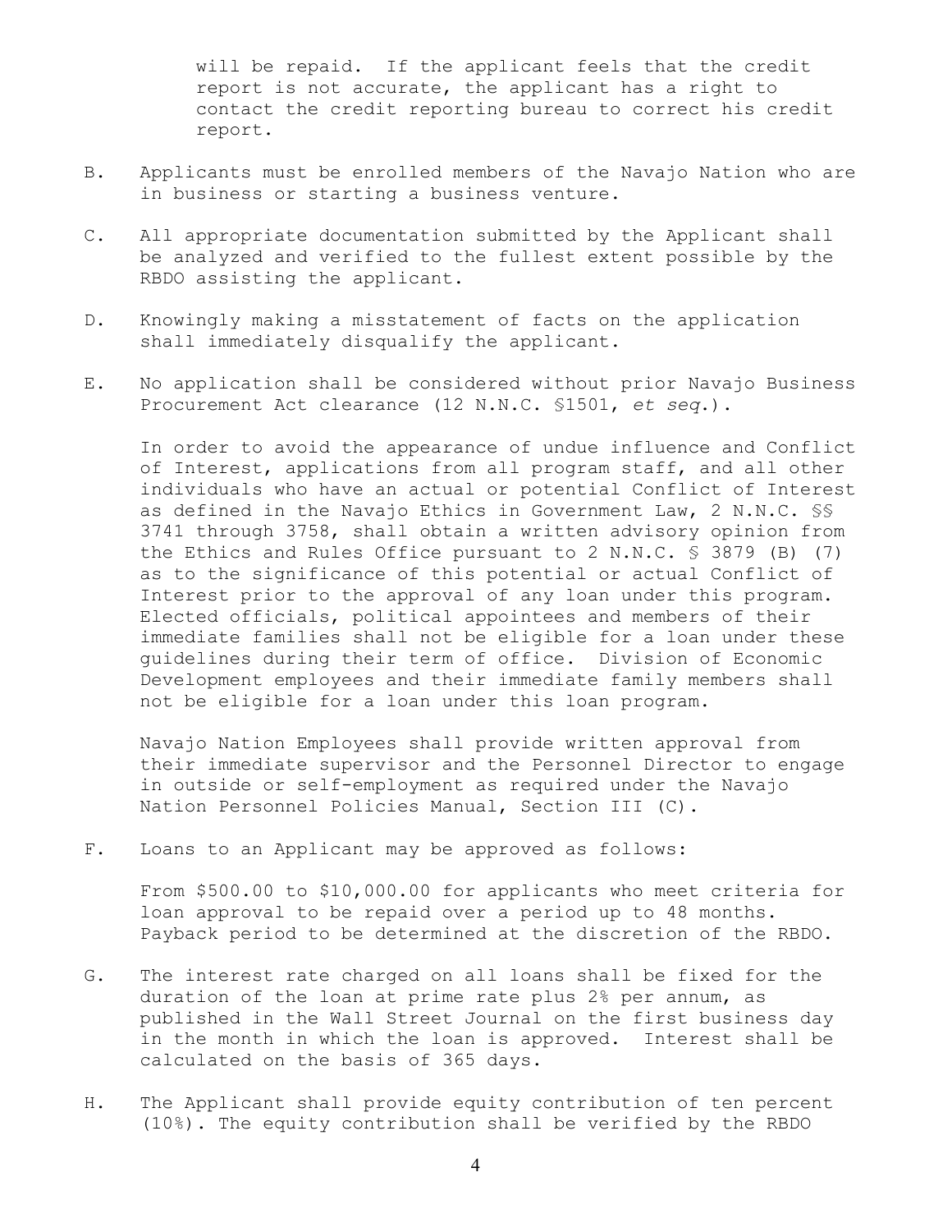will be repaid. If the applicant feels that the credit report is not accurate, the applicant has a right to contact the credit reporting bureau to correct his credit report.

B. Applicants must be enrolled members of the Navajo Nation who are in business or starting a business venture.

C. All appropriate documentation submitted by the Applicant shall be analyzed and verified to the fullest extent possible by the RBDO assisting the applicant.

D. Knowingly making a misstatement of facts on the application shall immediately disqualify the applicant.

E. No application shall be considered without prior Navajo Business Procurement Act clearance (12 N.N.C. §1501, *et seq*.).

   In order to avoid the appearance of undue influence and Conflict of Interest, applications from all program staff, and all other individuals who have an actual or potential Conflict of Interest as defined in the Navajo Ethics in Government Law, 2 N.N.C. §§ 3741 through 3758, shall obtain a written advisory opinion from the Ethics and Rules Office pursuant to 2 N.N.C. § 3879 (B) (7) as to the significance of this potential or actual Conflict of Interest prior to the approval of any loan under this program. Elected officials, political appointees and members of their immediate families shall not be eligible for a loan under these guidelines during their term of office. Division of Economic Development employees and their immediate family members shall not be eligible for a loan under this loan program.

   Navajo Nation Employees shall provide written approval from their immediate supervisor and the Personnel Director to engage in outside or self-employment as required under the Navajo Nation Personnel Policies Manual, Section III (C).

F. Loans to an Applicant may be approved as follows:

   From \$500.00 to \$10,000.00 for applicants who meet criteria for loan approval to be repaid over a period up to 48 months. Payback period to be determined at the discretion of the RBDO.

G. The interest rate charged on all loans shall be fixed for the duration of the loan at prime rate plus 2% per annum, as published in the Wall Street Journal on the first business day in the month in which the loan is approved. Interest shall be calculated on the basis of 365 days.

H. The Applicant shall provide equity contribution of ten percent (10%). The equity contribution shall be verified by the RBDO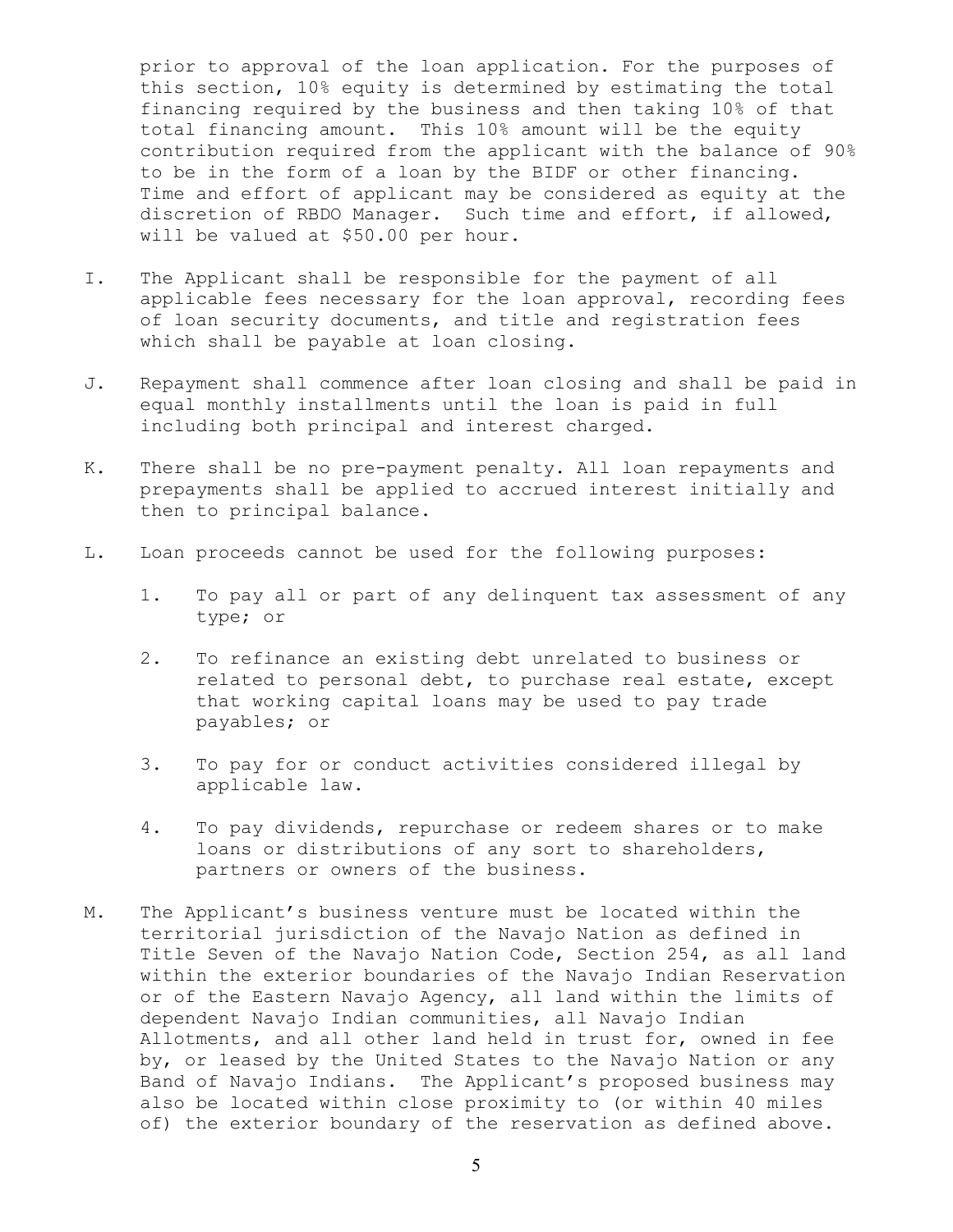prior to approval of the loan application. For the purposes of this section, 10% equity is determined by estimating the total financing required by the business and then taking 10% of that total financing amount. This 10% amount will be the equity contribution required from the applicant with the balance of 90% to be in the form of a loan by the BIDF or other financing. Time and effort of applicant may be considered as equity at the discretion of RBDO Manager. Such time and effort, if allowed, will be valued at $50.00 per hour.

I. The Applicant shall be responsible for the payment of all applicable fees necessary for the loan approval, recording fees of loan security documents, and title and registration fees which shall be payable at loan closing.

J. Repayment shall commence after loan closing and shall be paid in equal monthly installments until the loan is paid in full including both principal and interest charged.

K. There shall be no pre-payment penalty. All loan repayments and prepayments shall be applied to accrued interest initially and then to principal balance.

L. Loan proceeds cannot be used for the following purposes:

   1. To pay all or part of any delinquent tax assessment of any type; or

   2. To refinance an existing debt unrelated to business or related to personal debt, to purchase real estate, except that working capital loans may be used to pay trade payables; or

   3. To pay for or conduct activities considered illegal by applicable law.

   4. To pay dividends, repurchase or redeem shares or to make loans or distributions of any sort to shareholders, partners or owners of the business.

M. The Applicant's business venture must be located within the territorial jurisdiction of the Navajo Nation as defined in Title Seven of the Navajo Nation Code, Section 254, as all land within the exterior boundaries of the Navajo Indian Reservation or of the Eastern Navajo Agency, all land within the limits of dependent Navajo Indian communities, all Navajo Indian Allotments, and all other land held in trust for, owned in fee by, or leased by the United States to the Navajo Nation or any Band of Navajo Indians. The Applicant's proposed business may also be located within close proximity to (or within 40 miles of) the exterior boundary of the reservation as defined above.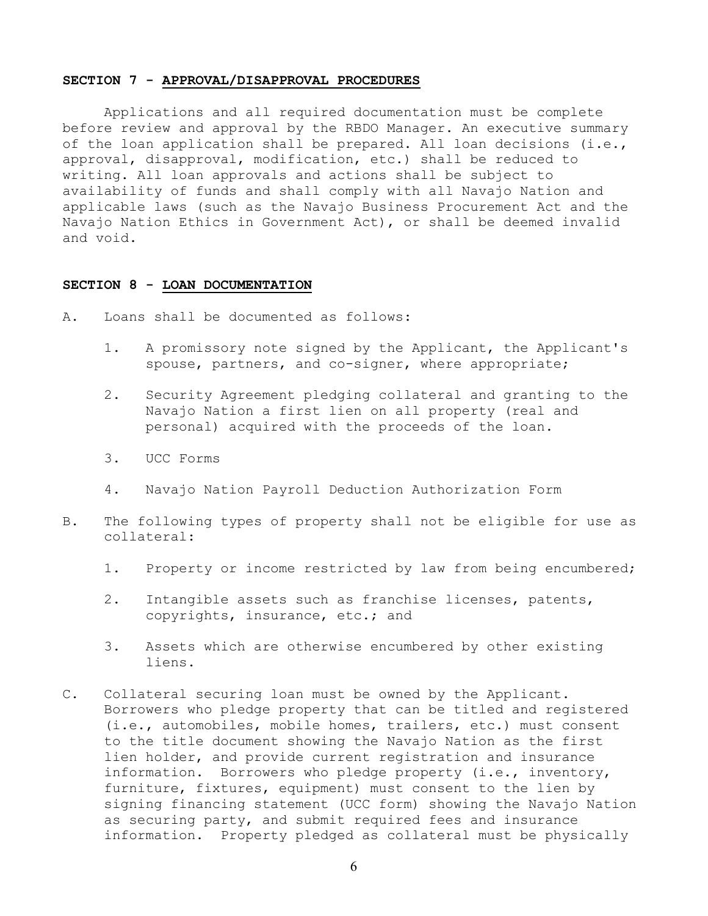## SECTION 7 - APPROVAL/DISAPPROVAL PROCEDURES

Applications and all required documentation must be complete before review and approval by the RBDO Manager. An executive summary of the loan application shall be prepared. All loan decisions (i.e., approval, disapproval, modification, etc.) shall be reduced to writing. All loan approvals and actions shall be subject to availability of funds and shall comply with all Navajo Nation and applicable laws (such as the Navajo Business Procurement Act and the Navajo Nation Ethics in Government Act), or shall be deemed invalid and void.

## SECTION 8 - LOAN DOCUMENTATION

A. Loans shall be documented as follows:

1. A promissory note signed by the Applicant, the Applicant's spouse, partners, and co-signer, where appropriate;
2. Security Agreement pledging collateral and granting to the Navajo Nation a first lien on all property (real and personal) acquired with the proceeds of the loan.
3. UCC Forms
4. Navajo Nation Payroll Deduction Authorization Form

B. The following types of property shall not be eligible for use as collateral:

1. Property or income restricted by law from being encumbered;
2. Intangible assets such as franchise licenses, patents, copyrights, insurance, etc.; and
3. Assets which are otherwise encumbered by other existing liens.

C. Collateral securing loan must be owned by the Applicant. Borrowers who pledge property that can be titled and registered (i.e., automobiles, mobile homes, trailers, etc.) must consent to the title document showing the Navajo Nation as the first lien holder, and provide current registration and insurance information. Borrowers who pledge property (i.e., inventory, furniture, fixtures, equipment) must consent to the lien by signing financing statement (UCC form) showing the Navajo Nation as securing party, and submit required fees and insurance information. Property pledged as collateral must be physically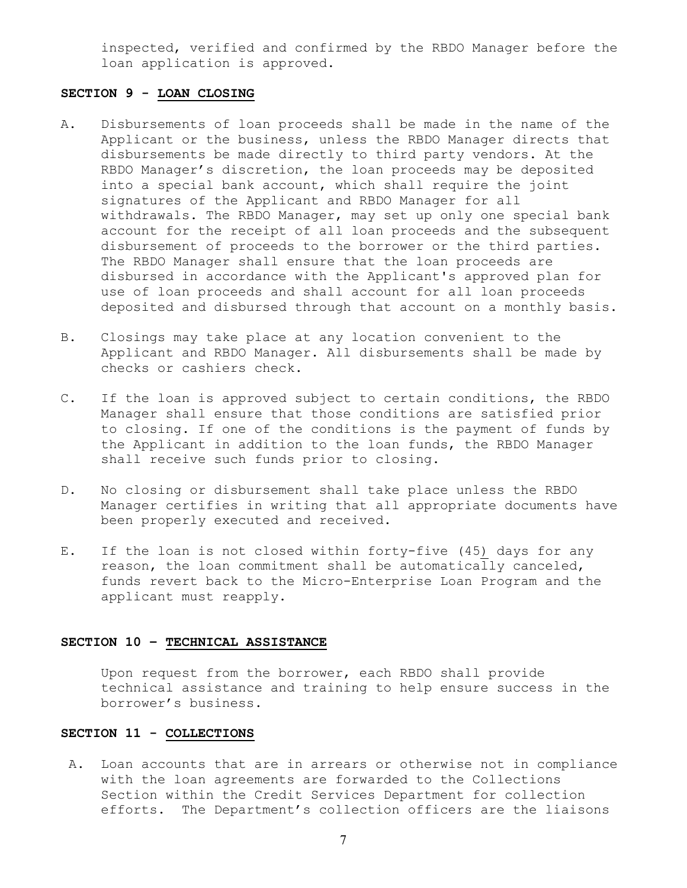inspected, verified and confirmed by the RBDO Manager before the loan application is approved.

**SECTION 9 - LOAN CLOSING**

A. Disbursements of loan proceeds shall be made in the name of the Applicant or the business, unless the RBDO Manager directs that disbursements be made directly to third party vendors. At the RBDO Manager's discretion, the loan proceeds may be deposited into a special bank account, which shall require the joint signatures of the Applicant and RBDO Manager for all withdrawals. The RBDO Manager, may set up only one special bank account for the receipt of all loan proceeds and the subsequent disbursement of proceeds to the borrower or the third parties. The RBDO Manager shall ensure that the loan proceeds are disbursed in accordance with the Applicant's approved plan for use of loan proceeds and shall account for all loan proceeds deposited and disbursed through that account on a monthly basis.

B. Closings may take place at any location convenient to the Applicant and RBDO Manager. All disbursements shall be made by checks or cashiers check.

C. If the loan is approved subject to certain conditions, the RBDO Manager shall ensure that those conditions are satisfied prior to closing. If one of the conditions is the payment of funds by the Applicant in addition to the loan funds, the RBDO Manager shall receive such funds prior to closing.

D. No closing or disbursement shall take place unless the RBDO Manager certifies in writing that all appropriate documents have been properly executed and received.

E. If the loan is not closed within forty-five (45) days for any reason, the loan commitment shall be automatically canceled, funds revert back to the Micro-Enterprise Loan Program and the applicant must reapply.

**SECTION 10 – TECHNICAL ASSISTANCE**

Upon request from the borrower, each RBDO shall provide technical assistance and training to help ensure success in the borrower's business.

**SECTION 11 - COLLECTIONS**

A. Loan accounts that are in arrears or otherwise not in compliance with the loan agreements are forwarded to the Collections Section within the Credit Services Department for collection efforts. The Department's collection officers are the liaisons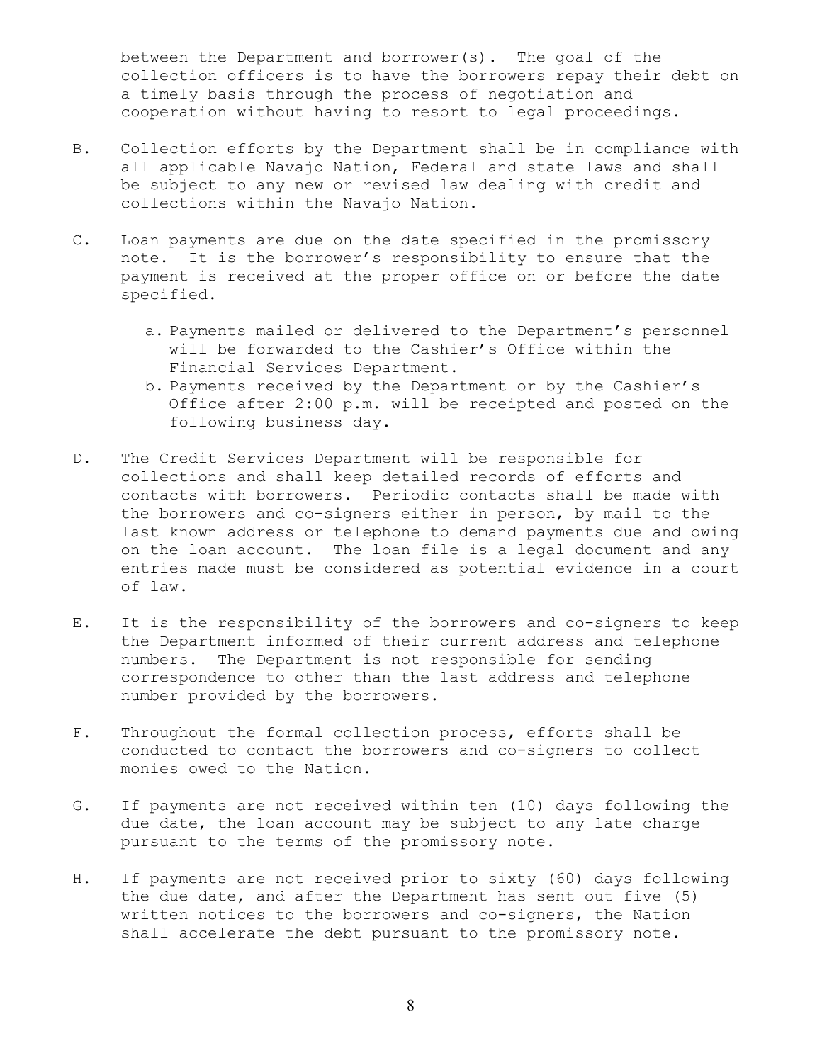between the Department and borrower(s). The goal of the collection officers is to have the borrowers repay their debt on a timely basis through the process of negotiation and cooperation without having to resort to legal proceedings.

B. Collection efforts by the Department shall be in compliance with all applicable Navajo Nation, Federal and state laws and shall be subject to any new or revised law dealing with credit and collections within the Navajo Nation.

C. Loan payments are due on the date specified in the promissory note. It is the borrower's responsibility to ensure that the payment is received at the proper office on or before the date specified.

   a. Payments mailed or delivered to the Department's personnel will be forwarded to the Cashier's Office within the Financial Services Department.
   b. Payments received by the Department or by the Cashier's Office after 2:00 p.m. will be receipted and posted on the following business day.

D. The Credit Services Department will be responsible for collections and shall keep detailed records of efforts and contacts with borrowers. Periodic contacts shall be made with the borrowers and co-signers either in person, by mail to the last known address or telephone to demand payments due and owing on the loan account. The loan file is a legal document and any entries made must be considered as potential evidence in a court of law.

E. It is the responsibility of the borrowers and co-signers to keep the Department informed of their current address and telephone numbers. The Department is not responsible for sending correspondence to other than the last address and telephone number provided by the borrowers.

F. Throughout the formal collection process, efforts shall be conducted to contact the borrowers and co-signers to collect monies owed to the Nation.

G. If payments are not received within ten (10) days following the due date, the loan account may be subject to any late charge pursuant to the terms of the promissory note.

H. If payments are not received prior to sixty (60) days following the due date, and after the Department has sent out five (5) written notices to the borrowers and co-signers, the Nation shall accelerate the debt pursuant to the promissory note.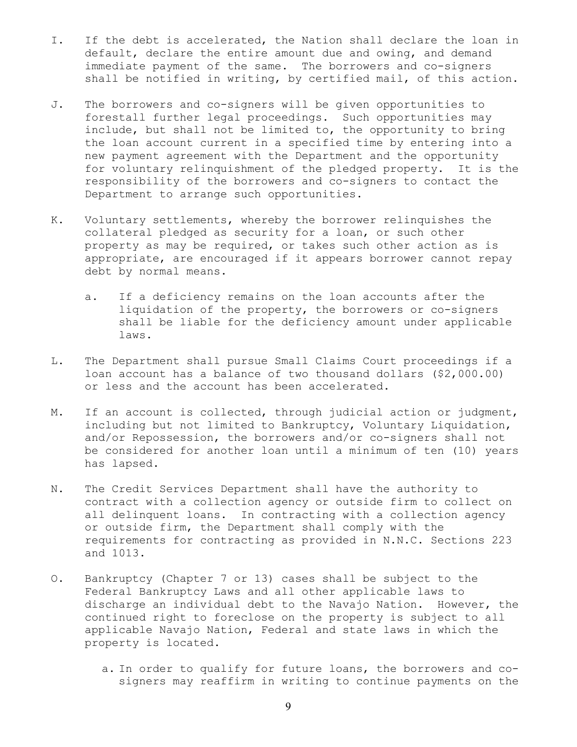I. If the debt is accelerated, the Nation shall declare the loan in default, declare the entire amount due and owing, and demand immediate payment of the same. The borrowers and co-signers shall be notified in writing, by certified mail, of this action.

J. The borrowers and co-signers will be given opportunities to forestall further legal proceedings. Such opportunities may include, but shall not be limited to, the opportunity to bring the loan account current in a specified time by entering into a new payment agreement with the Department and the opportunity for voluntary relinquishment of the pledged property. It is the responsibility of the borrowers and co-signers to contact the Department to arrange such opportunities.

K. Voluntary settlements, whereby the borrower relinquishes the collateral pledged as security for a loan, or such other property as may be required, or takes such other action as is appropriate, are encouraged if it appears borrower cannot repay debt by normal means.

   a. If a deficiency remains on the loan accounts after the liquidation of the property, the borrowers or co-signers shall be liable for the deficiency amount under applicable laws.

L. The Department shall pursue Small Claims Court proceedings if a loan account has a balance of two thousand dollars ($2,000.00) or less and the account has been accelerated.

M. If an account is collected, through judicial action or judgment, including but not limited to Bankruptcy, Voluntary Liquidation, and/or Repossession, the borrowers and/or co-signers shall not be considered for another loan until a minimum of ten (10) years has lapsed.

N. The Credit Services Department shall have the authority to contract with a collection agency or outside firm to collect on all delinquent loans. In contracting with a collection agency or outside firm, the Department shall comply with the requirements for contracting as provided in N.N.C. Sections 223 and 1013.

O. Bankruptcy (Chapter 7 or 13) cases shall be subject to the Federal Bankruptcy Laws and all other applicable laws to discharge an individual debt to the Navajo Nation. However, the continued right to foreclose on the property is subject to all applicable Navajo Nation, Federal and state laws in which the property is located.

   a. In order to qualify for future loans, the borrowers and co-signers may reaffirm in writing to continue payments on the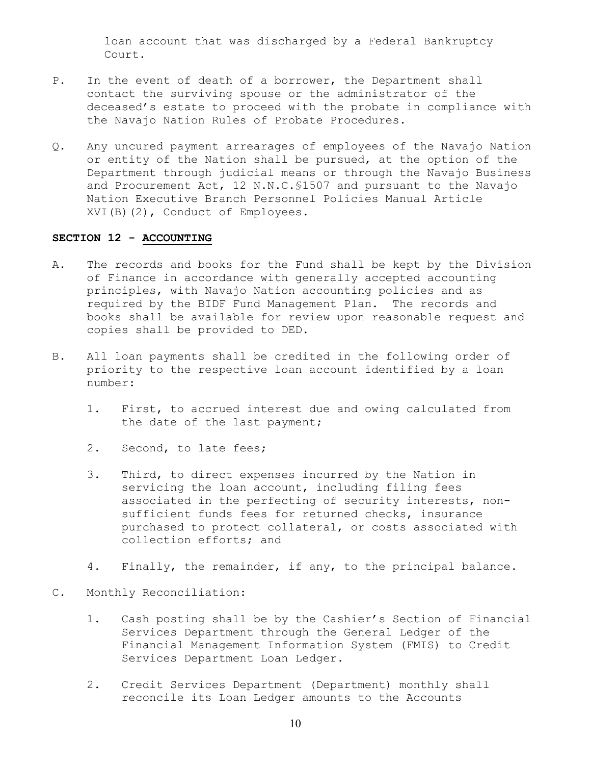loan account that was discharged by a Federal Bankruptcy Court.

P. In the event of death of a borrower, the Department shall contact the surviving spouse or the administrator of the deceased's estate to proceed with the probate in compliance with the Navajo Nation Rules of Probate Procedures.

Q. Any uncured payment arrearages of employees of the Navajo Nation or entity of the Nation shall be pursued, at the option of the Department through judicial means or through the Navajo Business and Procurement Act, 12 N.N.C.§1507 and pursuant to the Navajo Nation Executive Branch Personnel Policies Manual Article XVI(B)(2), Conduct of Employees.

## SECTION 12 - ACCOUNTING

A. The records and books for the Fund shall be kept by the Division of Finance in accordance with generally accepted accounting principles, with Navajo Nation accounting policies and as required by the BIDF Fund Management Plan. The records and books shall be available for review upon reasonable request and copies shall be provided to DED.

B. All loan payments shall be credited in the following order of priority to the respective loan account identified by a loan number:

   1. First, to accrued interest due and owing calculated from the date of the last payment;

   2. Second, to late fees;

   3. Third, to direct expenses incurred by the Nation in servicing the loan account, including filing fees associated in the perfecting of security interests, non-sufficient funds fees for returned checks, insurance purchased to protect collateral, or costs associated with collection efforts; and

   4. Finally, the remainder, if any, to the principal balance.

C. Monthly Reconciliation:

   1. Cash posting shall be by the Cashier's Section of Financial Services Department through the General Ledger of the Financial Management Information System (FMIS) to Credit Services Department Loan Ledger.

   2. Credit Services Department (Department) monthly shall reconcile its Loan Ledger amounts to the Accounts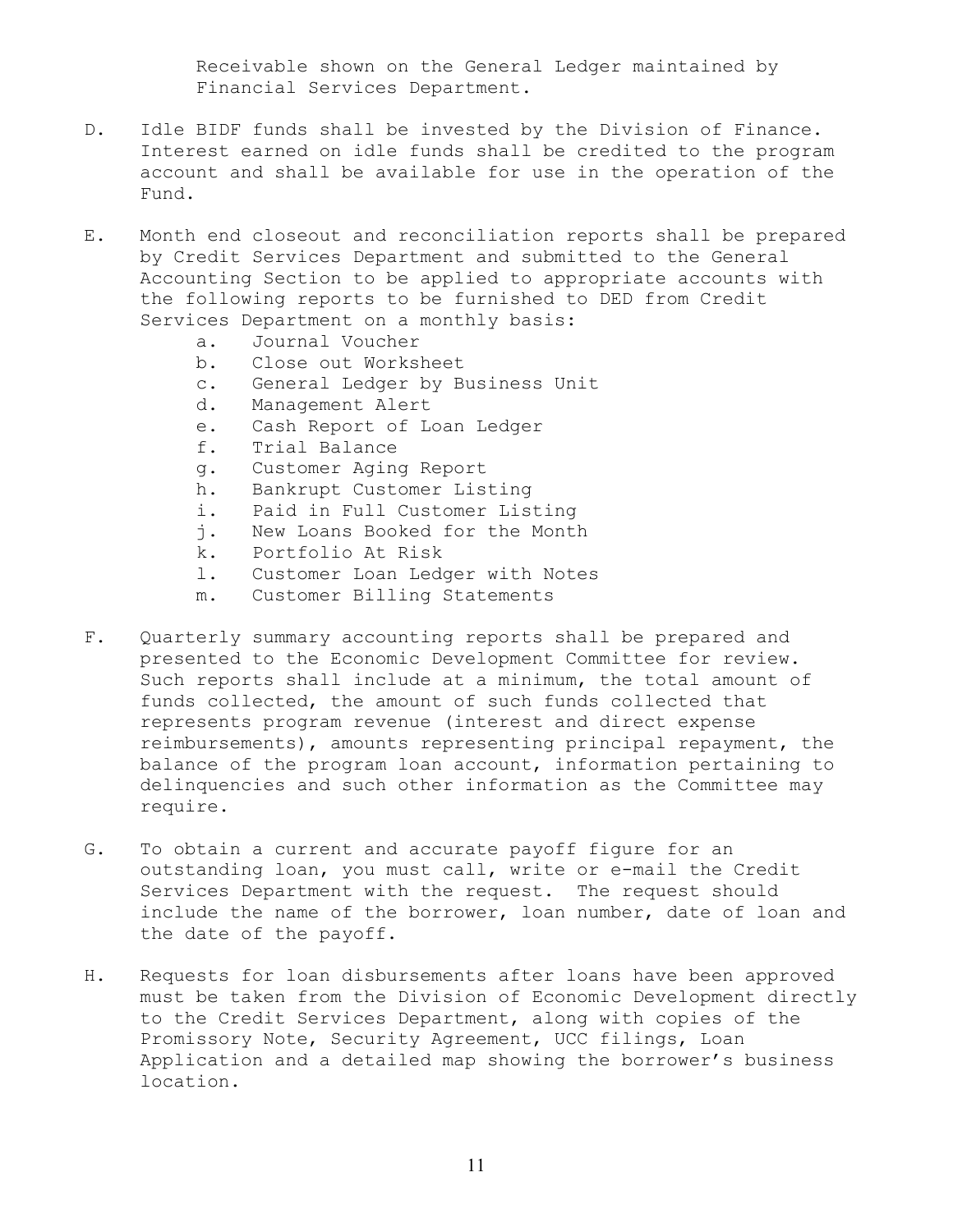Receivable shown on the General Ledger maintained by Financial Services Department.

D. Idle BIDF funds shall be invested by the Division of Finance. Interest earned on idle funds shall be credited to the program account and shall be available for use in the operation of the Fund.

E. Month end closeout and reconciliation reports shall be prepared by Credit Services Department and submitted to the General Accounting Section to be applied to appropriate accounts with the following reports to be furnished to DED from Credit Services Department on a monthly basis:
   - a. Journal Voucher
   - b. Close out Worksheet
   - c. General Ledger by Business Unit
   - d. Management Alert
   - e. Cash Report of Loan Ledger
   - f. Trial Balance
   - g. Customer Aging Report
   - h. Bankrupt Customer Listing
   - i. Paid in Full Customer Listing
   - j. New Loans Booked for the Month
   - k. Portfolio At Risk
   - l. Customer Loan Ledger with Notes
   - m. Customer Billing Statements

F. Quarterly summary accounting reports shall be prepared and presented to the Economic Development Committee for review. Such reports shall include at a minimum, the total amount of funds collected, the amount of such funds collected that represents program revenue (interest and direct expense reimbursements), amounts representing principal repayment, the balance of the program loan account, information pertaining to delinquencies and such other information as the Committee may require.

G. To obtain a current and accurate payoff figure for an outstanding loan, you must call, write or e-mail the Credit Services Department with the request. The request should include the name of the borrower, loan number, date of loan and the date of the payoff.

H. Requests for loan disbursements after loans have been approved must be taken from the Division of Economic Development directly to the Credit Services Department, along with copies of the Promissory Note, Security Agreement, UCC filings, Loan Application and a detailed map showing the borrower's business location.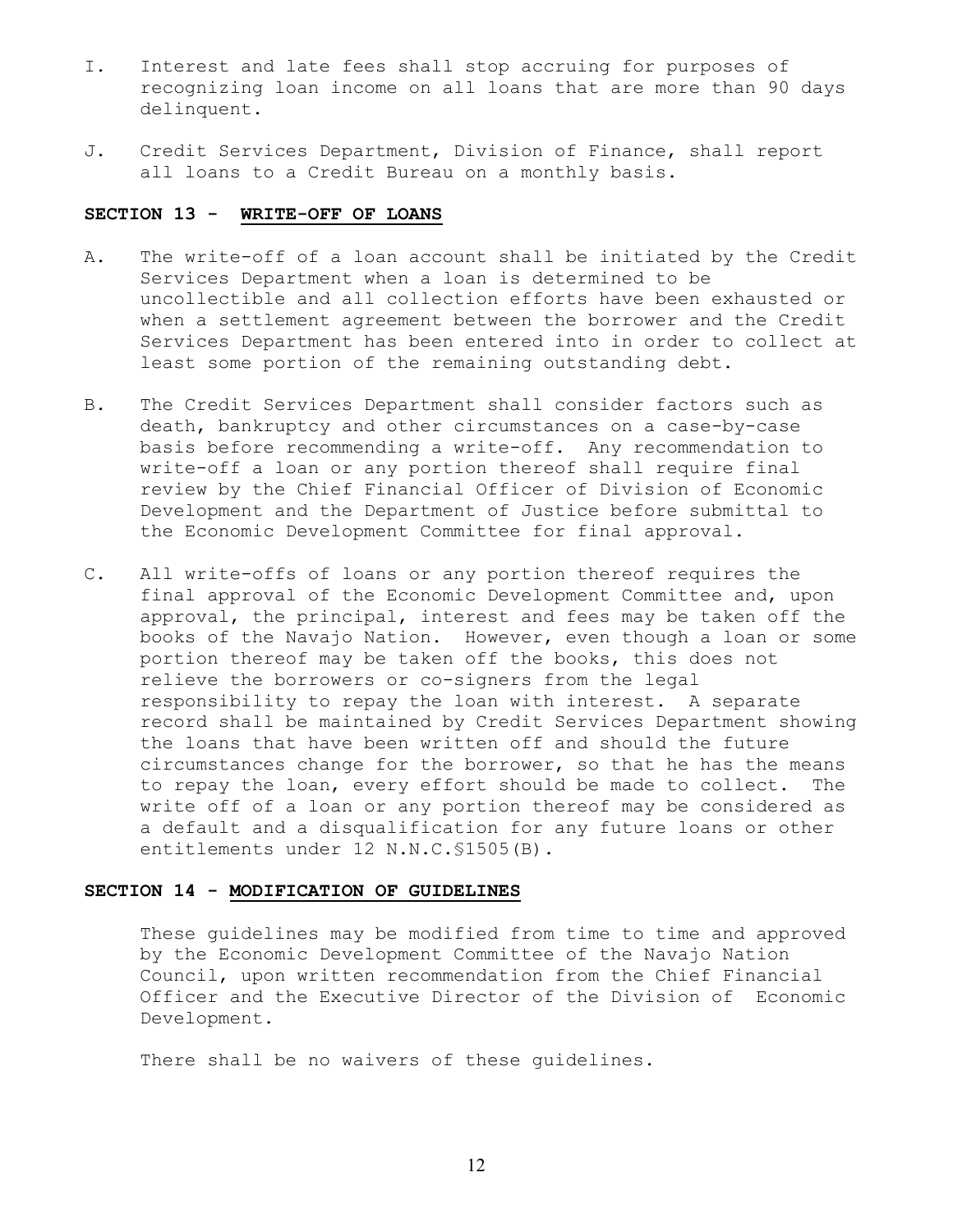I. Interest and late fees shall stop accruing for purposes of recognizing loan income on all loans that are more than 90 days delinquent.

J. Credit Services Department, Division of Finance, shall report all loans to a Credit Bureau on a monthly basis.

**SECTION 13 - WRITE-OFF OF LOANS**

A. The write-off of a loan account shall be initiated by the Credit Services Department when a loan is determined to be uncollectible and all collection efforts have been exhausted or when a settlement agreement between the borrower and the Credit Services Department has been entered into in order to collect at least some portion of the remaining outstanding debt.

B. The Credit Services Department shall consider factors such as death, bankruptcy and other circumstances on a case-by-case basis before recommending a write-off. Any recommendation to write-off a loan or any portion thereof shall require final review by the Chief Financial Officer of Division of Economic Development and the Department of Justice before submittal to the Economic Development Committee for final approval.

C. All write-offs of loans or any portion thereof requires the final approval of the Economic Development Committee and, upon approval, the principal, interest and fees may be taken off the books of the Navajo Nation. However, even though a loan or some portion thereof may be taken off the books, this does not relieve the borrowers or co-signers from the legal responsibility to repay the loan with interest. A separate record shall be maintained by Credit Services Department showing the loans that have been written off and should the future circumstances change for the borrower, so that he has the means to repay the loan, every effort should be made to collect. The write off of a loan or any portion thereof may be considered as a default and a disqualification for any future loans or other entitlements under 12 N.N.C.§1505(B).

**SECTION 14 - MODIFICATION OF GUIDELINES**

These guidelines may be modified from time to time and approved by the Economic Development Committee of the Navajo Nation Council, upon written recommendation from the Chief Financial Officer and the Executive Director of the Division of Economic Development.

There shall be no waivers of these guidelines.